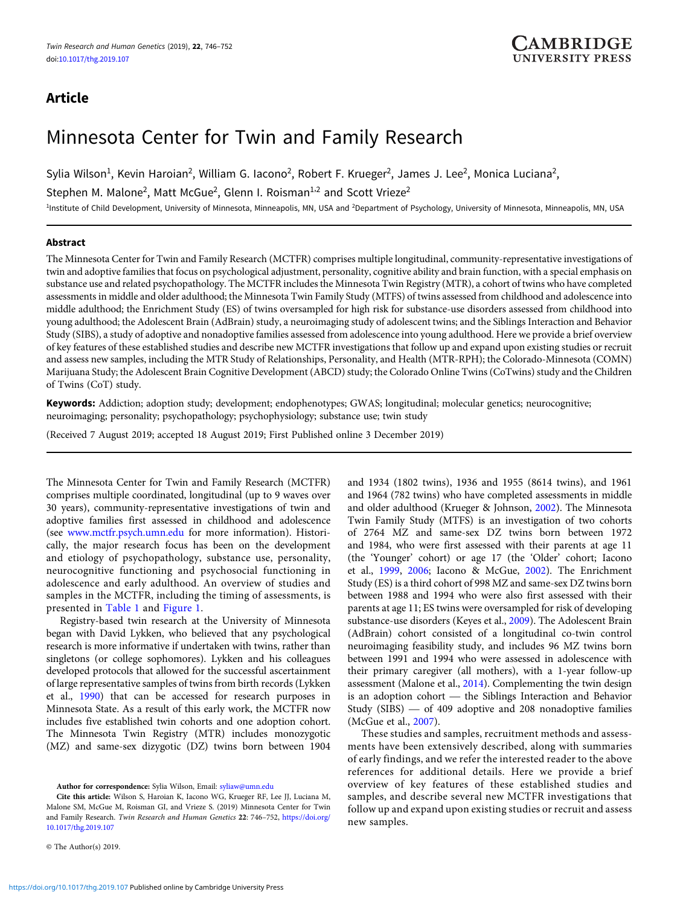## Article

# Minnesota Center for Twin and Family Research

Sylia Wilson[1], Kevin Haroian[2], William G. Iacono[2], Robert F. Krueger[2], James J. Lee[2], Monica Luciana[2], Stephen M. Malone[2], Matt McGue[2], Glenn I. Roisman[1,2] and Scott Vrieze[2]

[1]Institute of Child Development, University of Minnesota, Minneapolis, MN, USA and [2]Department of Psychology, University of Minnesota, Minneapolis, MN, USA

### Abstract

The Minnesota Center for Twin and Family Research (MCTFR) comprises multiple longitudinal, community-representative investigations of twin and adoptive families that focus on psychological adjustment, personality, cognitive ability and brain function, with a special emphasis on substance use and related psychopathology. The MCTFR includes the Minnesota Twin Registry (MTR), a cohort of twins who have completed assessments in middle and older adulthood; the Minnesota Twin Family Study (MTFS) of twins assessed from childhood and adolescence into middle adulthood; the Enrichment Study (ES) of twins oversampled for high risk for substance-use disorders assessed from childhood into young adulthood; the Adolescent Brain (AdBrain) study, a neuroimaging study of adolescent twins; and the Siblings Interaction and Behavior Study (SIBS), a study of adoptive and nonadoptive families assessed from adolescence into young adulthood. Here we provide a brief overview of key features of these established studies and describe new MCTFR investigations that follow up and expand upon existing studies or recruit and assess new samples, including the MTR Study of Relationships, Personality, and Health (MTR-RPH); the Colorado-Minnesota (COMN) Marijuana Study; the Adolescent Brain Cognitive Development (ABCD) study; the Colorado Online Twins (CoTwins) study and the Children of Twins (CoT) study.

**Keywords:** Addiction; adoption study; development; endophenotypes; GWAS; longitudinal; molecular genetics; neurocognitive; neuroimaging; personality; psychopathology; psychophysiology; substance use; twin study

(Received 7 August 2019; accepted 18 August 2019; First Published online 3 December 2019)

The Minnesota Center for Twin and Family Research (MCTFR) comprises multiple coordinated, longitudinal (up to 9 waves over 30 years), community-representative investigations of twin and adoptive families first assessed in childhood and adolescence (see www.mctfr.psych.umn.edu for more information). Historically, the major research focus has been on the development and etiology of psychopathology, substance use, personality, neurocognitive functioning and psychosocial functioning in adolescence and early adulthood. An overview of studies and samples in the MCTFR, including the timing of assessments, is presented in Table 1 and Figure 1.

Registry-based twin research at the University of Minnesota began with David Lykken, who believed that any psychological research is more informative if undertaken with twins, rather than singletons (or college sophomores). Lykken and his colleagues developed protocols that allowed for the successful ascertainment of large representative samples of twins from birth records (Lykken et al., 1990) that can be accessed for research purposes in Minnesota State. As a result of this early work, the MCTFR now includes five established twin cohorts and one adoption cohort. The Minnesota Twin Registry (MTR) includes monozygotic (MZ) and same-sex dizygotic (DZ) twins born between 1904 and 1934 (1802 twins), 1936 and 1955 (8614 twins), and 1961 and 1964 (782 twins) who have completed assessments in middle and older adulthood (Krueger & Johnson, 2002). The Minnesota Twin Family Study (MTFS) is an investigation of two cohorts of 2764 MZ and same-sex DZ twins born between 1972 and 1984, who were first assessed with their parents at age 11 (the 'Younger' cohort) or age 17 (the 'Older' cohort; Iacono et al., 1999, 2006; Iacono & McGue, 2002). The Enrichment Study (ES) is a third cohort of 998 MZ and same-sex DZ twins born between 1988 and 1994 who were also first assessed with their parents at age 11; ES twins were oversampled for risk of developing substance-use disorders (Keyes et al., 2009). The Adolescent Brain (AdBrain) cohort consisted of a longitudinal co-twin control neuroimaging feasibility study, and includes 96 MZ twins born between 1991 and 1994 who were assessed in adolescence with their primary caregiver (all mothers), with a 1-year follow-up assessment (Malone et al., 2014). Complementing the twin design is an adoption cohort — the Siblings Interaction and Behavior Study (SIBS) — of 409 adoptive and 208 nonadoptive families (McGue et al., 2007).

These studies and samples, recruitment methods and assessments have been extensively described, along with summaries of early findings, and we refer the interested reader to the above references for additional details. Here we provide a brief overview of key features of these established studies and samples, and describe several new MCTFR investigations that follow up and expand upon existing studies or recruit and assess new samples.

**Author for correspondence:** Sylia Wilson, Email: syliaw@umn.edu

**Cite this article:** Wilson S, Haroian K, Iacono WG, Krueger RF, Lee JJ, Luciana M, Malone SM, McGue M, Roisman GI, and Vrieze S. (2019) Minnesota Center for Twin and Family Research. *Twin Research and Human Genetics* 22: 746–752, https://doi.org/10.1017/thg.2019.107

© The Author(s) 2019.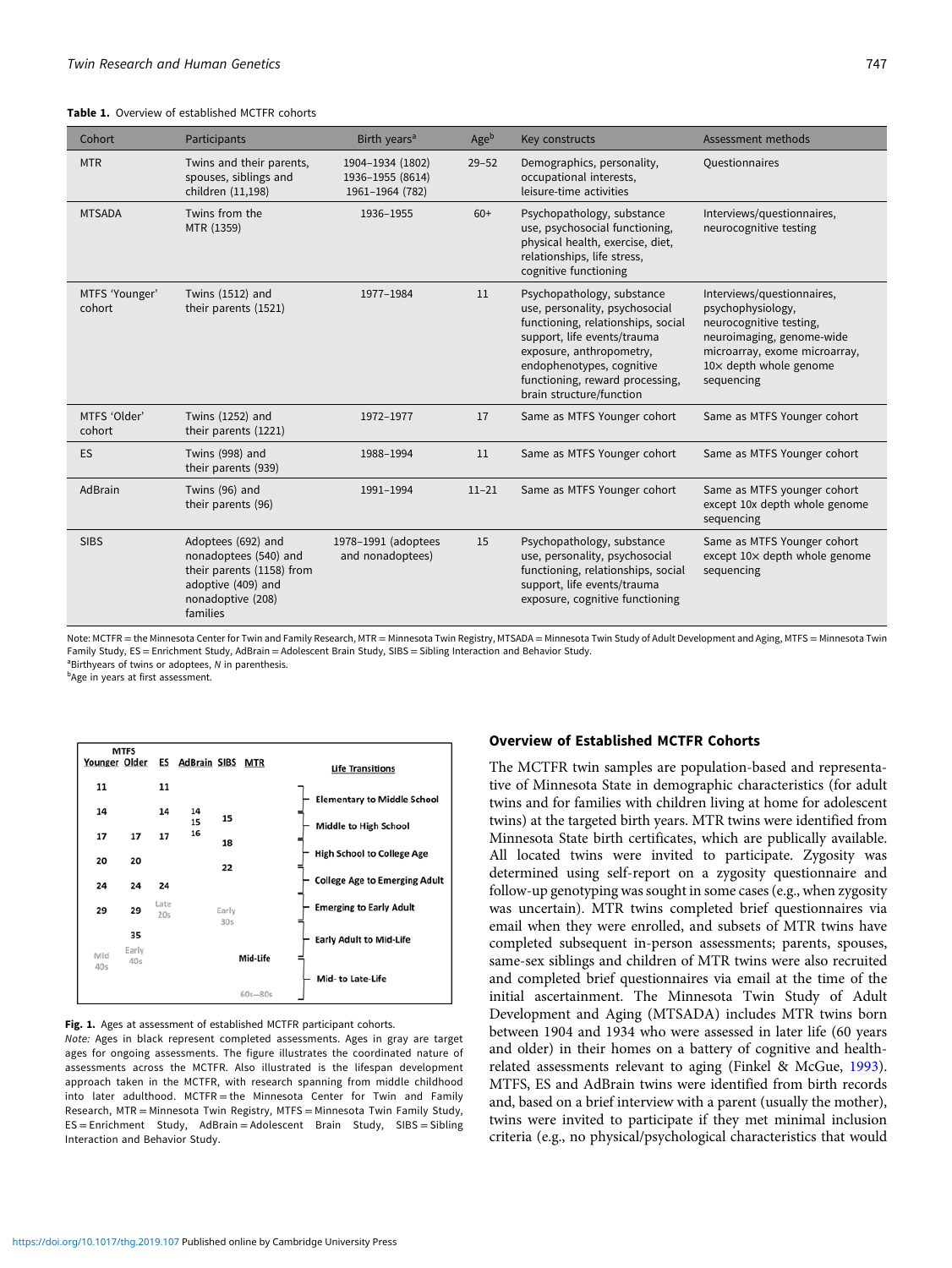**Table 1.** Overview of established MCTFR cohorts

| Cohort | Participants | Birth years[a] | Age[b] | Key constructs | Assessment methods |
|---|---|---|---|---|---|
| MTR | Twins and their parents, spouses, siblings and children (11,198) | 1904–1934 (1802) 1936–1955 (8614) 1961–1964 (782) | 29–52 | Demographics, personality, occupational interests, leisure-time activities | Questionnaires |
| MTSADA | Twins from the MTR (1359) | 1936–1955 | 60+ | Psychopathology, substance use, psychosocial functioning, physical health, exercise, diet, relationships, life stress, cognitive functioning | Interviews/questionnaires, neurocognitive testing |
| MTFS 'Younger' cohort | Twins (1512) and their parents (1521) | 1977–1984 | 11 | Psychopathology, substance use, personality, psychosocial functioning, relationships, social support, life events/trauma exposure, anthropometry, endophenotypes, cognitive functioning, reward processing, brain structure/function | Interviews/questionnaires, psychophysiology, neurocognitive testing, neuroimaging, genome-wide microarray, exome microarray, 10× depth whole genome sequencing |
| MTFS 'Older' cohort | Twins (1252) and their parents (1221) | 1972–1977 | 17 | Same as MTFS Younger cohort | Same as MTFS Younger cohort |
| ES | Twins (998) and their parents (939) | 1988–1994 | 11 | Same as MTFS Younger cohort | Same as MTFS Younger cohort |
| AdBrain | Twins (96) and their parents (96) | 1991–1994 | 11–21 | Same as MTFS Younger cohort | Same as MTFS younger cohort except 10x depth whole genome sequencing |
| SIBS | Adoptees (692) and nonadoptees (540) and their parents (1158) from adoptive (409) and nonadoptive (208) families | 1978–1991 (adoptees and nonadoptees) | 15 | Psychopathology, substance use, personality, psychosocial functioning, relationships, social support, life events/trauma exposure, cognitive functioning | Same as MTFS Younger cohort except 10× depth whole genome sequencing |

Note: MCTFR = the Minnesota Center for Twin and Family Research, MTR = Minnesota Twin Registry, MTSADA = Minnesota Twin Study of Adult Development and Aging, MTFS = Minnesota Twin Family Study, ES = Enrichment Study, AdBrain = Adolescent Brain Study, SIBS = Sibling Interaction and Behavior Study.
[a]Birthyears of twins or adoptees, *N* in parenthesis.
[b]Age in years at first assessment.

| MTFS Younger | MTFS Older | ES | AdBrain | SIBS | MTR |
|---|---|---|---|---|---|
| 11 | | 11 | | | |
| 14 | | 14 | 14 15 16 | 15 | |
| 17 | 17 | 17 | | 18 | |
| 20 | 20 | | | 22 | |
| 24 | 24 | 24 | | | |
| 29 | 29 | Late 20s | | Early 30s | |
| | 35 | | | | |
| Mid 40s | Early 40s | | | | Mid-Life |
| | | | | | 60s–80s |

**Life Transitions**
- Elementary to Middle School
- Middle to High School
- High School to College Age
- College Age to Emerging Adult
- Emerging to Early Adult
- Early Adult to Mid-Life
- Mid- to Late-Life

**Fig. 1.** Ages at assessment of established MCTFR participant cohorts.
*Note:* Ages in black represent completed assessments. Ages in gray are target ages for ongoing assessments. The figure illustrates the coordinated nature of assessments across the MCTFR. Also illustrated is the lifespan development approach taken in the MCTFR, with research spanning from middle childhood into later adulthood. MCTFR = the Minnesota Center for Twin and Family Research, MTR = Minnesota Twin Registry, MTFS = Minnesota Twin Family Study, ES = Enrichment Study, AdBrain = Adolescent Brain Study, SIBS = Sibling Interaction and Behavior Study.

## Overview of Established MCTFR Cohorts

The MCTFR twin samples are population-based and representative of Minnesota State in demographic characteristics (for adult twins and for families with children living at home for adolescent twins) at the targeted birth years. MTR twins were identified from Minnesota State birth certificates, which are publically available. All located twins were invited to participate. Zygosity was determined using self-report on a zygosity questionnaire and follow-up genotyping was sought in some cases (e.g., when zygosity was uncertain). MTR twins completed brief questionnaires via email when they were enrolled, and subsets of MTR twins have completed subsequent in-person assessments; parents, spouses, same-sex siblings and children of MTR twins were also recruited and completed brief questionnaires via email at the time of the initial ascertainment. The Minnesota Twin Study of Adult Development and Aging (MTSADA) includes MTR twins born between 1904 and 1934 who were assessed in later life (60 years and older) in their homes on a battery of cognitive and health-related assessments relevant to aging (Finkel & McGue, 1993). MTFS, ES and AdBrain twins were identified from birth records and, based on a brief interview with a parent (usually the mother), twins were invited to participate if they met minimal inclusion criteria (e.g., no physical/psychological characteristics that would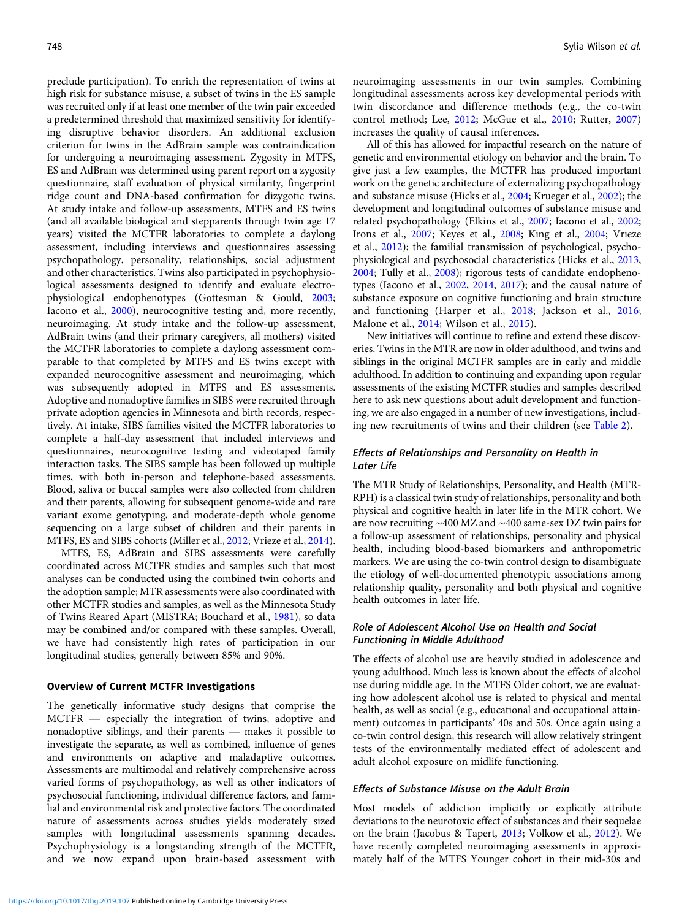preclude participation). To enrich the representation of twins at high risk for substance misuse, a subset of twins in the ES sample was recruited only if at least one member of the twin pair exceeded a predetermined threshold that maximized sensitivity for identifying disruptive behavior disorders. An additional exclusion criterion for twins in the AdBrain sample was contraindication for undergoing a neuroimaging assessment. Zygosity in MTFS, ES and AdBrain was determined using parent report on a zygosity questionnaire, staff evaluation of physical similarity, fingerprint ridge count and DNA-based confirmation for dizygotic twins. At study intake and follow-up assessments, MTFS and ES twins (and all available biological and stepparents through twin age 17 years) visited the MCTFR laboratories to complete a daylong assessment, including interviews and questionnaires assessing psychopathology, personality, relationships, social adjustment and other characteristics. Twins also participated in psychophysiological assessments designed to identify and evaluate electrophysiological endophenotypes (Gottesman & Gould, 2003; Iacono et al., 2000), neurocognitive testing and, more recently, neuroimaging. At study intake and the follow-up assessment, AdBrain twins (and their primary caregivers, all mothers) visited the MCTFR laboratories to complete a daylong assessment comparable to that completed by MTFS and ES twins except with expanded neurocognitive assessment and neuroimaging, which was subsequently adopted in MTFS and ES assessments. Adoptive and nonadoptive families in SIBS were recruited through private adoption agencies in Minnesota and birth records, respectively. At intake, SIBS families visited the MCTFR laboratories to complete a half-day assessment that included interviews and questionnaires, neurocognitive testing and videotaped family interaction tasks. The SIBS sample has been followed up multiple times, with both in-person and telephone-based assessments. Blood, saliva or buccal samples were also collected from children and their parents, allowing for subsequent genome-wide and rare variant exome genotyping, and moderate-depth whole genome sequencing on a large subset of children and their parents in MTFS, ES and SIBS cohorts (Miller et al., 2012; Vrieze et al., 2014).

MTFS, ES, AdBrain and SIBS assessments were carefully coordinated across MCTFR studies and samples such that most analyses can be conducted using the combined twin cohorts and the adoption sample; MTR assessments were also coordinated with other MCTFR studies and samples, as well as the Minnesota Study of Twins Reared Apart (MISTRA; Bouchard et al., 1981), so data may be combined and/or compared with these samples. Overall, we have had consistently high rates of participation in our longitudinal studies, generally between 85% and 90%.

## Overview of Current MCTFR Investigations

The genetically informative study designs that comprise the MCTFR — especially the integration of twins, adoptive and nonadoptive siblings, and their parents — makes it possible to investigate the separate, as well as combined, influence of genes and environments on adaptive and maladaptive outcomes. Assessments are multimodal and relatively comprehensive across varied forms of psychopathology, as well as other indicators of psychosocial functioning, individual difference factors, and familial and environmental risk and protective factors. The coordinated nature of assessments across studies yields moderately sized samples with longitudinal assessments spanning decades. Psychophysiology is a longstanding strength of the MCTFR, and we now expand upon brain-based assessment with neuroimaging assessments in our twin samples. Combining longitudinal assessments across key developmental periods with twin discordance and difference methods (e.g., the co-twin control method; Lee, 2012; McGue et al., 2010; Rutter, 2007) increases the quality of causal inferences.

All of this has allowed for impactful research on the nature of genetic and environmental etiology on behavior and the brain. To give just a few examples, the MCTFR has produced important work on the genetic architecture of externalizing psychopathology and substance misuse (Hicks et al., 2004; Krueger et al., 2002); the development and longitudinal outcomes of substance misuse and related psychopathology (Elkins et al., 2007; Iacono et al., 2002; Irons et al., 2007; Keyes et al., 2008; King et al., 2004; Vrieze et al., 2012); the familial transmission of psychological, psychophysiological and psychosocial characteristics (Hicks et al., 2013, 2004; Tully et al., 2008); rigorous tests of candidate endophenotypes (Iacono et al., 2002, 2014, 2017); and the causal nature of substance exposure on cognitive functioning and brain structure and functioning (Harper et al., 2018; Jackson et al., 2016; Malone et al., 2014; Wilson et al., 2015).

New initiatives will continue to refine and extend these discoveries. Twins in the MTR are now in older adulthood, and twins and siblings in the original MCTFR samples are in early and middle adulthood. In addition to continuing and expanding upon regular assessments of the existing MCTFR studies and samples described here to ask new questions about adult development and functioning, we are also engaged in a number of new investigations, including new recruitments of twins and their children (see Table 2).

### *Effects of Relationships and Personality on Health in Later Life*

The MTR Study of Relationships, Personality, and Health (MTR-RPH) is a classical twin study of relationships, personality and both physical and cognitive health in later life in the MTR cohort. We are now recruiting ~400 MZ and ~400 same-sex DZ twin pairs for a follow-up assessment of relationships, personality and physical health, including blood-based biomarkers and anthropometric markers. We are using the co-twin control design to disambiguate the etiology of well-documented phenotypic associations among relationship quality, personality and both physical and cognitive health outcomes in later life.

### *Role of Adolescent Alcohol Use on Health and Social Functioning in Middle Adulthood*

The effects of alcohol use are heavily studied in adolescence and young adulthood. Much less is known about the effects of alcohol use during middle age. In the MTFS Older cohort, we are evaluating how adolescent alcohol use is related to physical and mental health, as well as social (e.g., educational and occupational attainment) outcomes in participants' 40s and 50s. Once again using a co-twin control design, this research will allow relatively stringent tests of the environmentally mediated effect of adolescent and adult alcohol exposure on midlife functioning.

### *Effects of Substance Misuse on the Adult Brain*

Most models of addiction implicitly or explicitly attribute deviations to the neurotoxic effect of substances and their sequelae on the brain (Jacobus & Tapert, 2013; Volkow et al., 2012). We have recently completed neuroimaging assessments in approximately half of the MTFS Younger cohort in their mid-30s and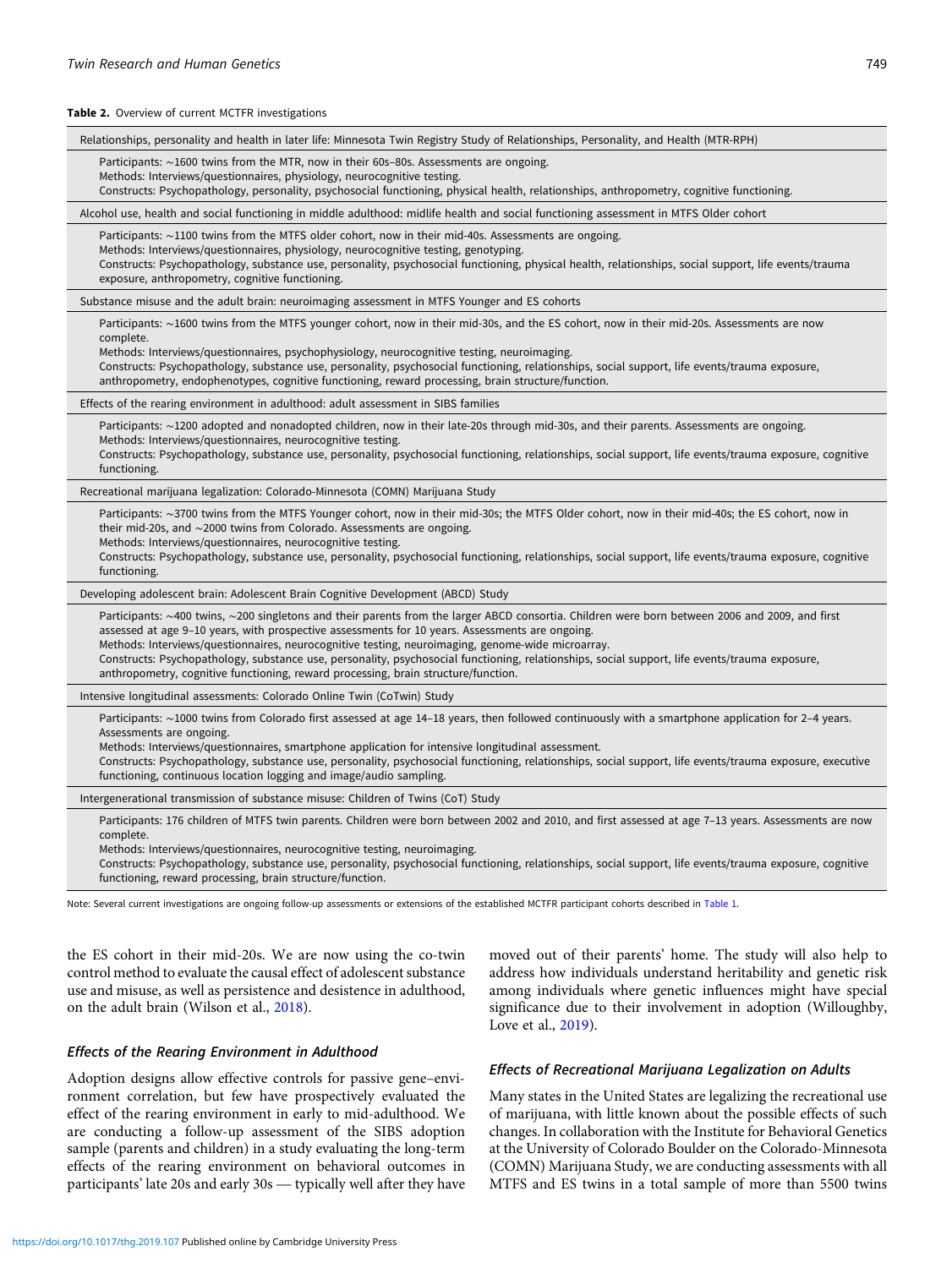**Table 2.** Overview of current MCTFR investigations

| Relationships, personality and health in later life: Minnesota Twin Registry Study of Relationships, Personality, and Health (MTR-RPH) |
|---|
| Participants: ∼1600 twins from the MTR, now in their 60s–80s. Assessments are ongoing.<br>Methods: Interviews/questionnaires, physiology, neurocognitive testing.<br>Constructs: Psychopathology, personality, psychosocial functioning, physical health, relationships, anthropometry, cognitive functioning. |
| **Alcohol use, health and social functioning in middle adulthood: midlife health and social functioning assessment in MTFS Older cohort** |
| Participants: ∼1100 twins from the MTFS older cohort, now in their mid-40s. Assessments are ongoing.<br>Methods: Interviews/questionnaires, physiology, neurocognitive testing, genotyping.<br>Constructs: Psychopathology, substance use, personality, psychosocial functioning, physical health, relationships, social support, life events/trauma exposure, anthropometry, cognitive functioning. |
| **Substance misuse and the adult brain: neuroimaging assessment in MTFS Younger and ES cohorts** |
| Participants: ∼1600 twins from the MTFS younger cohort, now in their mid-30s, and the ES cohort, now in their mid-20s. Assessments are now complete.<br>Methods: Interviews/questionnaires, psychophysiology, neurocognitive testing, neuroimaging.<br>Constructs: Psychopathology, substance use, personality, psychosocial functioning, relationships, social support, life events/trauma exposure, anthropometry, endophenotypes, cognitive functioning, reward processing, brain structure/function. |
| **Effects of the rearing environment in adulthood: adult assessment in SIBS families** |
| Participants: ∼1200 adopted and nonadopted children, now in their late-20s through mid-30s, and their parents. Assessments are ongoing.<br>Methods: Interviews/questionnaires, neurocognitive testing.<br>Constructs: Psychopathology, substance use, personality, psychosocial functioning, relationships, social support, life events/trauma exposure, cognitive functioning. |
| **Recreational marijuana legalization: Colorado-Minnesota (COMN) Marijuana Study** |
| Participants: ∼3700 twins from the MTFS Younger cohort, now in their mid-30s; the MTFS Older cohort, now in their mid-40s; the ES cohort, now in their mid-20s, and ∼2000 twins from Colorado. Assessments are ongoing.<br>Methods: Interviews/questionnaires, neurocognitive testing.<br>Constructs: Psychopathology, substance use, personality, psychosocial functioning, relationships, social support, life events/trauma exposure, cognitive functioning. |
| **Developing adolescent brain: Adolescent Brain Cognitive Development (ABCD) Study** |
| Participants: ∼400 twins, ∼200 singletons and their parents from the larger ABCD consortia. Children were born between 2006 and 2009, and first assessed at age 9–10 years, with prospective assessments for 10 years. Assessments are ongoing.<br>Methods: Interviews/questionnaires, neurocognitive testing, neuroimaging, genome-wide microarray.<br>Constructs: Psychopathology, substance use, personality, psychosocial functioning, relationships, social support, life events/trauma exposure, anthropometry, cognitive functioning, reward processing, brain structure/function. |
| **Intensive longitudinal assessments: Colorado Online Twin (CoTwin) Study** |
| Participants: ∼1000 twins from Colorado first assessed at age 14–18 years, then followed continuously with a smartphone application for 2–4 years. Assessments are ongoing.<br>Methods: Interviews/questionnaires, smartphone application for intensive longitudinal assessment.<br>Constructs: Psychopathology, substance use, personality, psychosocial functioning, relationships, social support, life events/trauma exposure, executive functioning, continuous location logging and image/audio sampling. |
| **Intergenerational transmission of substance misuse: Children of Twins (CoT) Study** |
| Participants: 176 children of MTFS twin parents. Children were born between 2002 and 2010, and first assessed at age 7–13 years. Assessments are now complete.<br>Methods: Interviews/questionnaires, neurocognitive testing, neuroimaging.<br>Constructs: Psychopathology, substance use, personality, psychosocial functioning, relationships, social support, life events/trauma exposure, cognitive functioning, reward processing, brain structure/function. |

Note: Several current investigations are ongoing follow-up assessments or extensions of the established MCTFR participant cohorts described in Table 1.

the ES cohort in their mid-20s. We are now using the co-twin control method to evaluate the causal effect of adolescent substance use and misuse, as well as persistence and desistence in adulthood, on the adult brain (Wilson et al., 2018).

### *Effects of the Rearing Environment in Adulthood*

Adoption designs allow effective controls for passive gene–environment correlation, but few have prospectively evaluated the effect of the rearing environment in early to mid-adulthood. We are conducting a follow-up assessment of the SIBS adoption sample (parents and children) in a study evaluating the long-term effects of the rearing environment on behavioral outcomes in participants' late 20s and early 30s — typically well after they have moved out of their parents' home. The study will also help to address how individuals understand heritability and genetic risk among individuals where genetic influences might have special significance due to their involvement in adoption (Willoughby, Love et al., 2019).

### *Effects of Recreational Marijuana Legalization on Adults*

Many states in the United States are legalizing the recreational use of marijuana, with little known about the possible effects of such changes. In collaboration with the Institute for Behavioral Genetics at the University of Colorado Boulder on the Colorado-Minnesota (COMN) Marijuana Study, we are conducting assessments with all MTFS and ES twins in a total sample of more than 5500 twins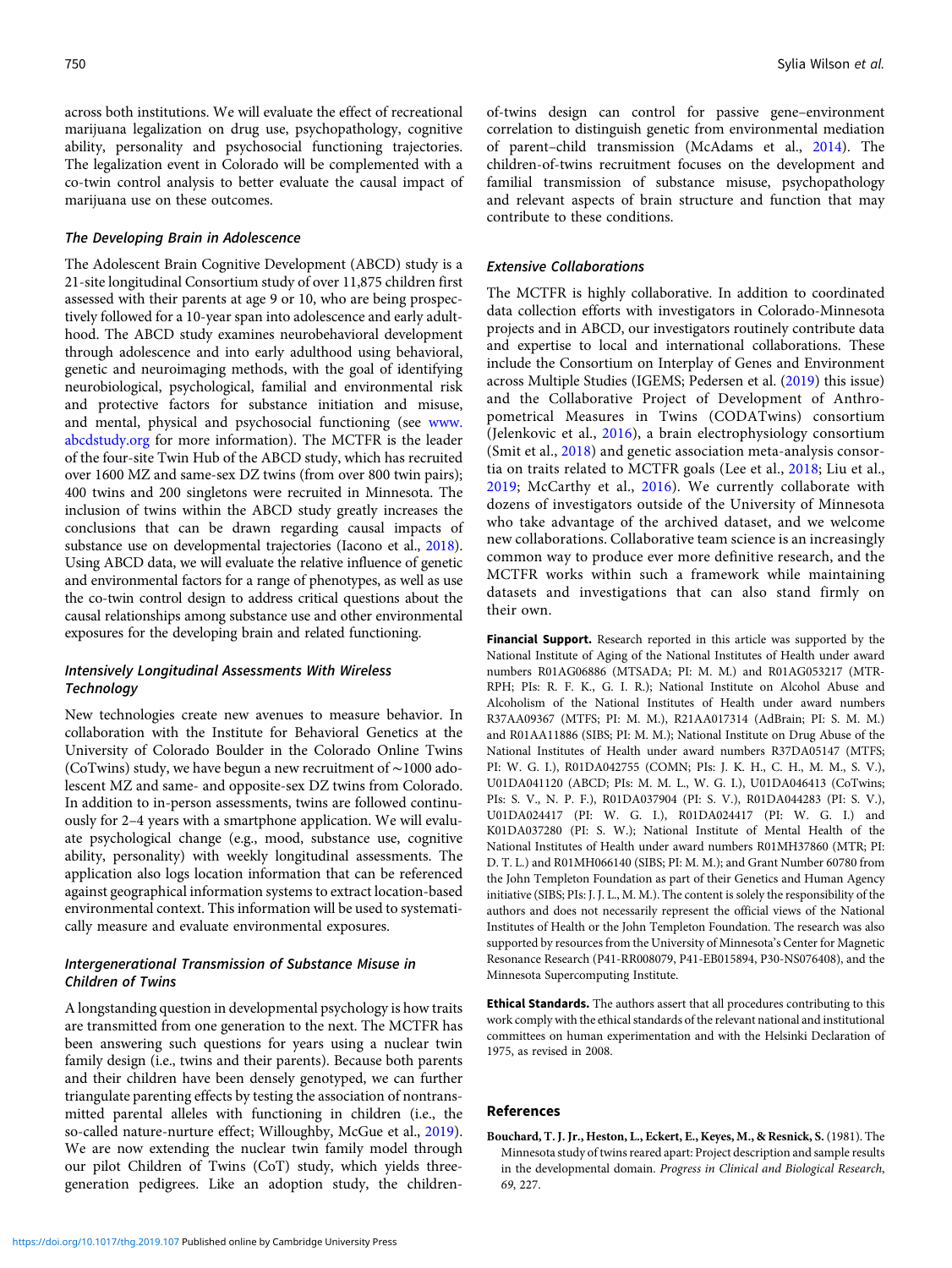across both institutions. We will evaluate the effect of recreational marijuana legalization on drug use, psychopathology, cognitive ability, personality and psychosocial functioning trajectories. The legalization event in Colorado will be complemented with a co-twin control analysis to better evaluate the causal impact of marijuana use on these outcomes.

### *The Developing Brain in Adolescence*

The Adolescent Brain Cognitive Development (ABCD) study is a 21-site longitudinal Consortium study of over 11,875 children first assessed with their parents at age 9 or 10, who are being prospectively followed for a 10-year span into adolescence and early adulthood. The ABCD study examines neurobehavioral development through adolescence and into early adulthood using behavioral, genetic and neuroimaging methods, with the goal of identifying neurobiological, psychological, familial and environmental risk and protective factors for substance initiation and misuse, and mental, physical and psychosocial functioning (see www.abcdstudy.org for more information). The MCTFR is the leader of the four-site Twin Hub of the ABCD study, which has recruited over 1600 MZ and same-sex DZ twins (from over 800 twin pairs); 400 twins and 200 singletons were recruited in Minnesota. The inclusion of twins within the ABCD study greatly increases the conclusions that can be drawn regarding causal impacts of substance use on developmental trajectories (Iacono et al., 2018). Using ABCD data, we will evaluate the relative influence of genetic and environmental factors for a range of phenotypes, as well as use the co-twin control design to address critical questions about the causal relationships among substance use and other environmental exposures for the developing brain and related functioning.

### *Intensively Longitudinal Assessments With Wireless Technology*

New technologies create new avenues to measure behavior. In collaboration with the Institute for Behavioral Genetics at the University of Colorado Boulder in the Colorado Online Twins (CoTwins) study, we have begun a new recruitment of ~1000 adolescent MZ and same- and opposite-sex DZ twins from Colorado. In addition to in-person assessments, twins are followed continuously for 2–4 years with a smartphone application. We will evaluate psychological change (e.g., mood, substance use, cognitive ability, personality) with weekly longitudinal assessments. The application also logs location information that can be referenced against geographical information systems to extract location-based environmental context. This information will be used to systematically measure and evaluate environmental exposures.

### *Intergenerational Transmission of Substance Misuse in Children of Twins*

A longstanding question in developmental psychology is how traits are transmitted from one generation to the next. The MCTFR has been answering such questions for years using a nuclear twin family design (i.e., twins and their parents). Because both parents and their children have been densely genotyped, we can further triangulate parenting effects by testing the association of nontransmitted parental alleles with functioning in children (i.e., the so-called nature-nurture effect; Willoughby, McGue et al., 2019). We are now extending the nuclear twin family model through our pilot Children of Twins (CoT) study, which yields three-generation pedigrees. Like an adoption study, the children-of-twins design can control for passive gene–environment correlation to distinguish genetic from environmental mediation of parent–child transmission (McAdams et al., 2014). The children-of-twins recruitment focuses on the development and familial transmission of substance misuse, psychopathology and relevant aspects of brain structure and function that may contribute to these conditions.

### *Extensive Collaborations*

The MCTFR is highly collaborative. In addition to coordinated data collection efforts with investigators in Colorado-Minnesota projects and in ABCD, our investigators routinely contribute data and expertise to local and international collaborations. These include the Consortium on Interplay of Genes and Environment across Multiple Studies (IGEMS; Pedersen et al. (2019) this issue) and the Collaborative Project of Development of Anthropometrical Measures in Twins (CODATwins) consortium (Jelenkovic et al., 2016), a brain electrophysiology consortium (Smit et al., 2018) and genetic association meta-analysis consortia on traits related to MCTFR goals (Lee et al., 2018; Liu et al., 2019; McCarthy et al., 2016). We currently collaborate with dozens of investigators outside of the University of Minnesota who take advantage of the archived dataset, and we welcome new collaborations. Collaborative team science is an increasingly common way to produce ever more definitive research, and the MCTFR works within such a framework while maintaining datasets and investigations that can also stand firmly on their own.

**Financial Support.** Research reported in this article was supported by the National Institute of Aging of the National Institutes of Health under award numbers R01AG06886 (MTSADA; PI: M. M.) and R01AG053217 (MTR-RPH; PIs: R. F. K., G. I. R.); National Institute on Alcohol Abuse and Alcoholism of the National Institutes of Health under award numbers R37AA09367 (MTFS; PI: M. M.), R21AA017314 (AdBrain; PI: S. M. M.) and R01AA11886 (SIBS; PI: M. M.); National Institute on Drug Abuse of the National Institutes of Health under award numbers R37DA05147 (MTFS; PI: W. G. I.), R01DA042755 (COMN; PIs: J. K. H., C. H., M. M., S. V.), U01DA041120 (ABCD; PIs: M. M. L., W. G. I.), U01DA046413 (CoTwins; PIs: S. V., N. P. F.), R01DA037904 (PI: S. V.), R01DA044283 (PI: S. V.), U01DA024417 (PI: W. G. I.), R01DA024417 (PI: W. G. I.) and K01DA037280 (PI: S. W.); National Institute of Mental Health of the National Institutes of Health under award numbers R01MH37860 (MTR; PI: D. T. L.) and R01MH066140 (SIBS; PI: M. M.); and Grant Number 60780 from the John Templeton Foundation as part of their Genetics and Human Agency initiative (SIBS; PIs: J. J. L., M. M.). The content is solely the responsibility of the authors and does not necessarily represent the official views of the National Institutes of Health or the John Templeton Foundation. The research was also supported by resources from the University of Minnesota's Center for Magnetic Resonance Research (P41-RR008079, P41-EB015894, P30-NS076408), and the Minnesota Supercomputing Institute.

**Ethical Standards.** The authors assert that all procedures contributing to this work comply with the ethical standards of the relevant national and institutional committees on human experimentation and with the Helsinki Declaration of 1975, as revised in 2008.

## References

**Bouchard, T. J. Jr., Heston, L., Eckert, E., Keyes, M., & Resnick, S.** (1981). The Minnesota study of twins reared apart: Project description and sample results in the developmental domain. *Progress in Clinical and Biological Research*, *69*, 227.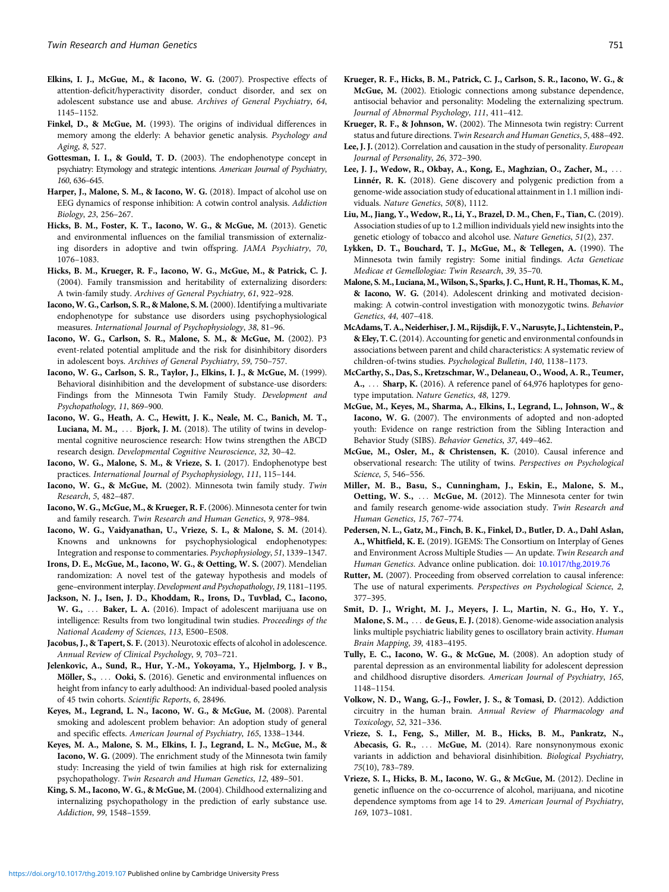**Elkins, I. J., McGue, M., & Iacono, W. G.** (2007). Prospective effects of attention-deficit/hyperactivity disorder, conduct disorder, and sex on adolescent substance use and abuse. *Archives of General Psychiatry*, *64*, 1145–1152.

**Finkel, D., & McGue, M.** (1993). The origins of individual differences in memory among the elderly: A behavior genetic analysis. *Psychology and Aging*, *8*, 527.

**Gottesman, I. I., & Gould, T. D.** (2003). The endophenotype concept in psychiatry: Etymology and strategic intentions. *American Journal of Psychiatry*, *160*, 636–645.

**Harper, J., Malone, S. M., & Iacono, W. G.** (2018). Impact of alcohol use on EEG dynamics of response inhibition: A cotwin control analysis. *Addiction Biology*, *23*, 256–267.

**Hicks, B. M., Foster, K. T., Iacono, W. G., & McGue, M.** (2013). Genetic and environmental influences on the familial transmission of externalizing disorders in adoptive and twin offspring. *JAMA Psychiatry*, *70*, 1076–1083.

**Hicks, B. M., Krueger, R. F., Iacono, W. G., McGue, M., & Patrick, C. J.** (2004). Family transmission and heritability of externalizing disorders: A twin-family study. *Archives of General Psychiatry*, *61*, 922–928.

**Iacono, W. G., Carlson, S. R., & Malone, S. M.** (2000). Identifying a multivariate endophenotype for substance use disorders using psychophysiological measures. *International Journal of Psychophysiology*, *38*, 81–96.

**Iacono, W. G., Carlson, S. R., Malone, S. M., & McGue, M.** (2002). P3 event-related potential amplitude and the risk for disinhibitory disorders in adolescent boys. *Archives of General Psychiatry*, *59*, 750–757.

**Iacono, W. G., Carlson, S. R., Taylor, J., Elkins, I. J., & McGue, M.** (1999). Behavioral disinhibition and the development of substance-use disorders: Findings from the Minnesota Twin Family Study. *Development and Psychopathology*, *11*, 869–900.

**Iacono, W. G., Heath, A. C., Hewitt, J. K., Neale, M. C., Banich, M. T., Luciana, M. M., ... Bjork, J. M.** (2018). The utility of twins in developmental cognitive neuroscience research: How twins strengthen the ABCD research design. *Developmental Cognitive Neuroscience*, *32*, 30–42.

**Iacono, W. G., Malone, S. M., & Vrieze, S. I.** (2017). Endophenotype best practices. *International Journal of Psychophysiology*, *111*, 115–144.

**Iacono, W. G., & McGue, M.** (2002). Minnesota twin family study. *Twin Research*, *5*, 482–487.

**Iacono, W. G., McGue, M., & Krueger, R. F.** (2006). Minnesota center for twin and family research. *Twin Research and Human Genetics*, *9*, 978–984.

**Iacono, W. G., Vaidyanathan, U., Vrieze, S. I., & Malone, S. M.** (2014). Knowns and unknowns for psychophysiological endophenotypes: Integration and response to commentaries. *Psychophysiology*, *51*, 1339–1347.

**Irons, D. E., McGue, M., Iacono, W. G., & Oetting, W. S.** (2007). Mendelian randomization: A novel test of the gateway hypothesis and models of gene–environment interplay. *Development and Psychopathology*, *19*, 1181–1195.

**Jackson, N. J., Isen, J. D., Khoddam, R., Irons, D., Tuvblad, C., Iacono, W. G., ... Baker, L. A.** (2016). Impact of adolescent marijuana use on intelligence: Results from two longitudinal twin studies. *Proceedings of the National Academy of Sciences*, *113*, E500–E508.

**Jacobus, J., & Tapert, S. F.** (2013). Neurotoxic effects of alcohol in adolescence. *Annual Review of Clinical Psychology*, *9*, 703–721.

**Jelenkovic, A., Sund, R., Hur, Y.-M., Yokoyama, Y., Hjelmborg, J. v B., Möller, S., ... Ooki, S.** (2016). Genetic and environmental influences on height from infancy to early adulthood: An individual-based pooled analysis of 45 twin cohorts. *Scientific Reports*, *6*, 28496.

**Keyes, M., Legrand, L. N., Iacono, W. G., & McGue, M.** (2008). Parental smoking and adolescent problem behavior: An adoption study of general and specific effects. *American Journal of Psychiatry*, *165*, 1338–1344.

**Keyes, M. A., Malone, S. M., Elkins, I. J., Legrand, L. N., McGue, M., & Iacono, W. G.** (2009). The enrichment study of the Minnesota twin family study: Increasing the yield of twin families at high risk for externalizing psychopathology. *Twin Research and Human Genetics*, *12*, 489–501.

**King, S. M., Iacono, W. G., & McGue, M.** (2004). Childhood externalizing and internalizing psychopathology in the prediction of early substance use. *Addiction*, *99*, 1548–1559.

**Krueger, R. F., Hicks, B. M., Patrick, C. J., Carlson, S. R., Iacono, W. G., & McGue, M.** (2002). Etiologic connections among substance dependence, antisocial behavior and personality: Modeling the externalizing spectrum. *Journal of Abnormal Psychology*, *111*, 411–412.

**Krueger, R. F., & Johnson, W.** (2002). The Minnesota twin registry: Current status and future directions. *Twin Research and Human Genetics*, *5*, 488–492.

**Lee, J. J.** (2012). Correlation and causation in the study of personality. *European Journal of Personality*, *26*, 372–390.

**Lee, J. J., Wedow, R., Okbay, A., Kong, E., Maghzian, O., Zacher, M., ... Linnér, R. K.** (2018). Gene discovery and polygenic prediction from a genome-wide association study of educational attainment in 1.1 million individuals. *Nature Genetics*, *50*(8), 1112.

**Liu, M., Jiang, Y., Wedow, R., Li, Y., Brazel, D. M., Chen, F., Tian, C.** (2019). Association studies of up to 1.2 million individuals yield new insights into the genetic etiology of tobacco and alcohol use. *Nature Genetics*, *51*(2), 237.

**Lykken, D. T., Bouchard, T. J., McGue, M., & Tellegen, A.** (1990). The Minnesota twin family registry: Some initial findings. *Acta Geneticae Medicae et Gemellologiae: Twin Research*, *39*, 35–70.

**Malone, S. M., Luciana, M., Wilson, S., Sparks, J. C., Hunt, R. H., Thomas, K. M., & Iacono, W. G.** (2014). Adolescent drinking and motivated decision-making: A cotwin-control investigation with monozygotic twins. *Behavior Genetics*, *44*, 407–418.

**McAdams, T. A., Neiderhiser, J. M., Rijsdijk, F. V., Narusyte, J., Lichtenstein, P., & Eley, T. C.** (2014). Accounting for genetic and environmental confounds in associations between parent and child characteristics: A systematic review of children-of-twins studies. *Psychological Bulletin*, *140*, 1138–1173.

**McCarthy, S., Das, S., Kretzschmar, W., Delaneau, O., Wood, A. R., Teumer, A., ... Sharp, K.** (2016). A reference panel of 64,976 haplotypes for genotype imputation. *Nature Genetics*, *48*, 1279.

**McGue, M., Keyes, M., Sharma, A., Elkins, I., Legrand, L., Johnson, W., & Iacono, W. G.** (2007). The environments of adopted and non-adopted youth: Evidence on range restriction from the Sibling Interaction and Behavior Study (SIBS). *Behavior Genetics*, *37*, 449–462.

**McGue, M., Osler, M., & Christensen, K.** (2010). Causal inference and observational research: The utility of twins. *Perspectives on Psychological Science*, *5*, 546–556.

**Miller, M. B., Basu, S., Cunningham, J., Eskin, E., Malone, S. M., Oetting, W. S., ... McGue, M.** (2012). The Minnesota center for twin and family research genome-wide association study. *Twin Research and Human Genetics*, *15*, 767–774.

**Pedersen, N. L., Gatz, M., Finch, B. K., Finkel, D., Butler, D. A., Dahl Aslan, A., Whitfield, K. E.** (2019). IGEMS: The Consortium on Interplay of Genes and Environment Across Multiple Studies — An update. *Twin Research and Human Genetics*. Advance online publication. doi: 10.1017/thg.2019.76

**Rutter, M.** (2007). Proceeding from observed correlation to causal inference: The use of natural experiments. *Perspectives on Psychological Science*, *2*, 377–395.

**Smit, D. J., Wright, M. J., Meyers, J. L., Martin, N. G., Ho, Y. Y., Malone, S. M., ... de Geus, E. J.** (2018). Genome-wide association analysis links multiple psychiatric liability genes to oscillatory brain activity. *Human Brain Mapping*, *39*, 4183–4195.

**Tully, E. C., Iacono, W. G., & McGue, M.** (2008). An adoption study of parental depression as an environmental liability for adolescent depression and childhood disruptive disorders. *American Journal of Psychiatry*, *165*, 1148–1154.

**Volkow, N. D., Wang, G.-J., Fowler, J. S., & Tomasi, D.** (2012). Addiction circuitry in the human brain. *Annual Review of Pharmacology and Toxicology*, *52*, 321–336.

**Vrieze, S. I., Feng, S., Miller, M. B., Hicks, B. M., Pankratz, N., Abecasis, G. R., ... McGue, M.** (2014). Rare nonsynonymous exonic variants in addiction and behavioral disinhibition. *Biological Psychiatry*, *75*(10), 783–789.

**Vrieze, S. I., Hicks, B. M., Iacono, W. G., & McGue, M.** (2012). Decline in genetic influence on the co-occurrence of alcohol, marijuana, and nicotine dependence symptoms from age 14 to 29. *American Journal of Psychiatry*, *169*, 1073–1081.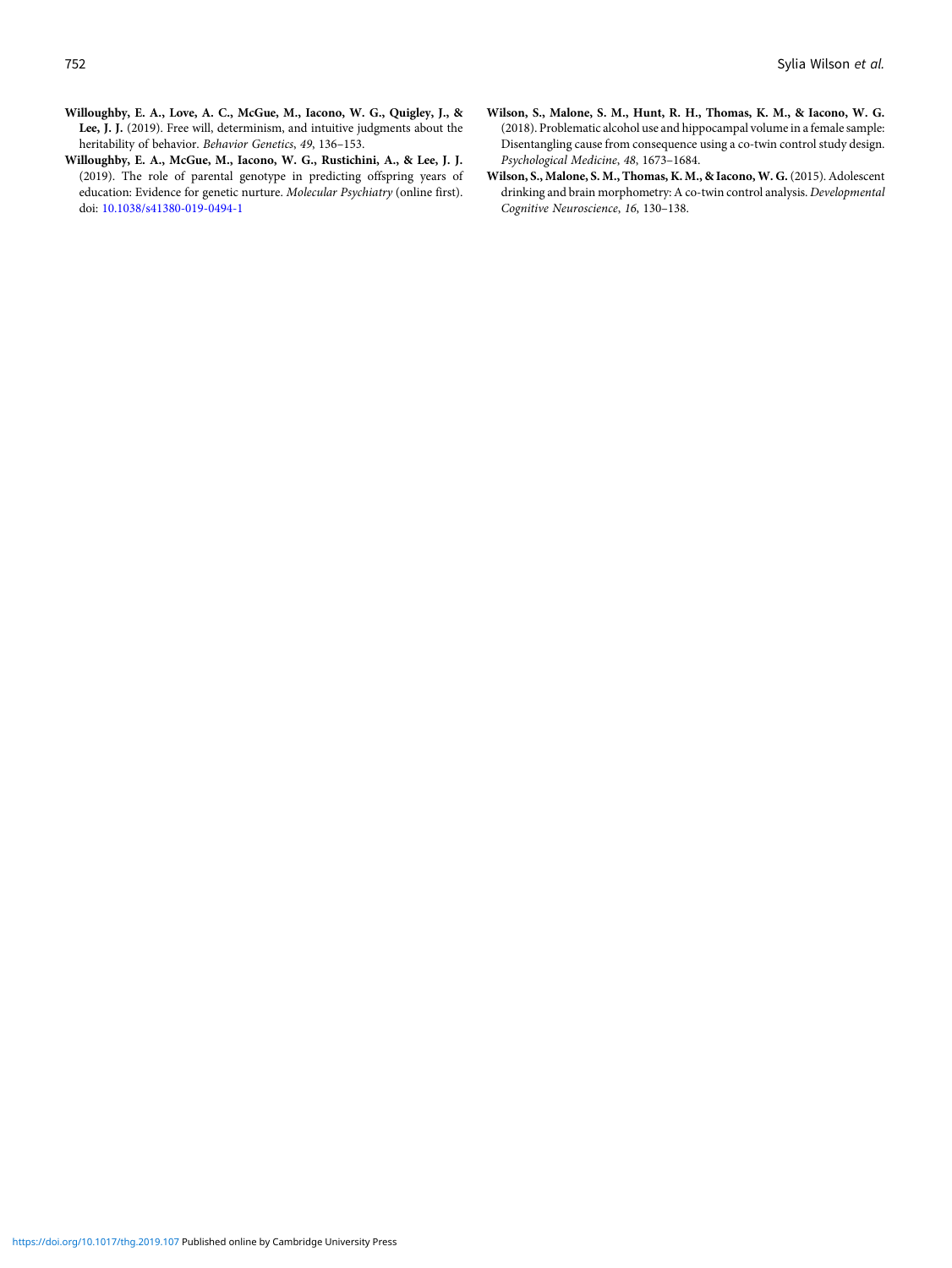**Willoughby, E. A., Love, A. C., McGue, M., Iacono, W. G., Quigley, J., & Lee, J. J.** (2019). Free will, determinism, and intuitive judgments about the heritability of behavior. *Behavior Genetics*, *49*, 136–153.

**Willoughby, E. A., McGue, M., Iacono, W. G., Rustichini, A., & Lee, J. J.** (2019). The role of parental genotype in predicting offspring years of education: Evidence for genetic nurture. *Molecular Psychiatry* (online first). doi: 10.1038/s41380-019-0494-1

**Wilson, S., Malone, S. M., Hunt, R. H., Thomas, K. M., & Iacono, W. G.** (2018). Problematic alcohol use and hippocampal volume in a female sample: Disentangling cause from consequence using a co-twin control study design. *Psychological Medicine*, *48*, 1673–1684.

**Wilson, S., Malone, S. M., Thomas, K. M., & Iacono, W. G.** (2015). Adolescent drinking and brain morphometry: A co-twin control analysis. *Developmental Cognitive Neuroscience*, *16*, 130–138.